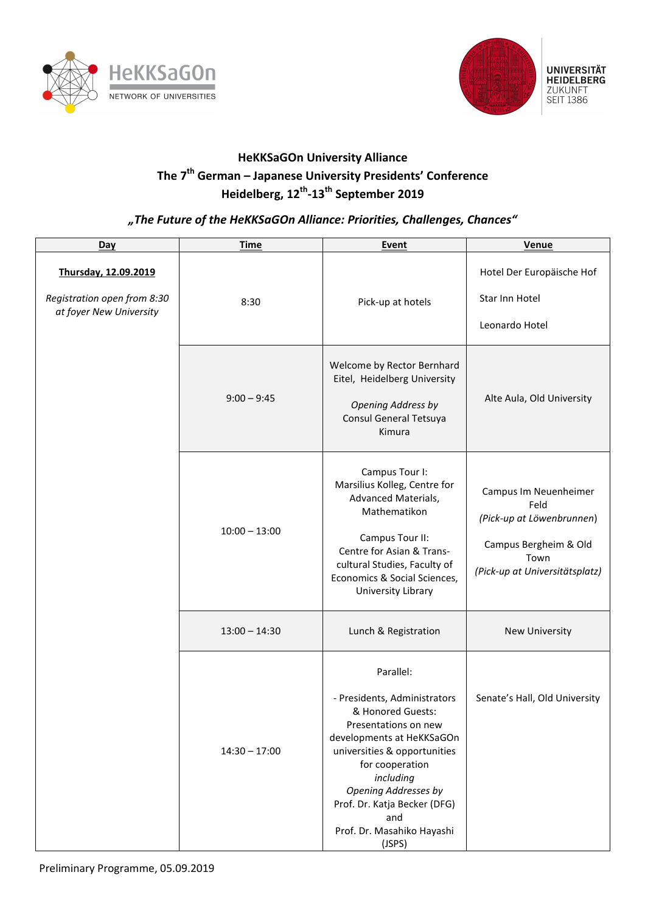HeKKSaGOn
NETWORK OF UNIVERSITIES

UNIVERSITÄT HEIDELBERG
ZUKUNFT SEIT 1386

# HeKKSaGOn University Alliance
## The 7th German – Japanese University Presidents' Conference
## Heidelberg, 12th-13th September 2019

***„The Future of the HeKKSaGOn Alliance: Priorities, Challenges, Chances"***

| Day | Time | Event | Venue |
|---|---|---|---|
| **Thursday, 12.09.2019**<br><br>*Registration open from 8:30 at foyer New University* | 8:30 | Pick-up at hotels | Hotel Der Europäische Hof<br><br>Star Inn Hotel<br><br>Leonardo Hotel |
| | 9:00 – 9:45 | Welcome by Rector Bernhard Eitel, Heidelberg University<br><br>*Opening Address by* Consul General Tetsuya Kimura | Alte Aula, Old University |
| | 10:00 – 13:00 | Campus Tour I: Marsilius Kolleg, Centre for Advanced Materials, Mathematikon<br><br>Campus Tour II: Centre for Asian & Trans-cultural Studies, Faculty of Economics & Social Sciences, University Library | Campus Im Neuenheimer Feld<br>*(Pick-up at Löwenbrunnen)*<br><br>Campus Bergheim & Old Town<br>*(Pick-up at Universitätsplatz)* |
| | 13:00 – 14:30 | Lunch & Registration | New University |
| | 14:30 – 17:00 | Parallel:<br><br>- Presidents, Administrators & Honored Guests: Presentations on new developments at HeKKSaGOn universities & opportunities for cooperation *including* *Opening Addresses by* Prof. Dr. Katja Becker (DFG) and Prof. Dr. Masahiko Hayashi (JSPS) | Senate's Hall, Old University |

Preliminary Programme, 05.09.2019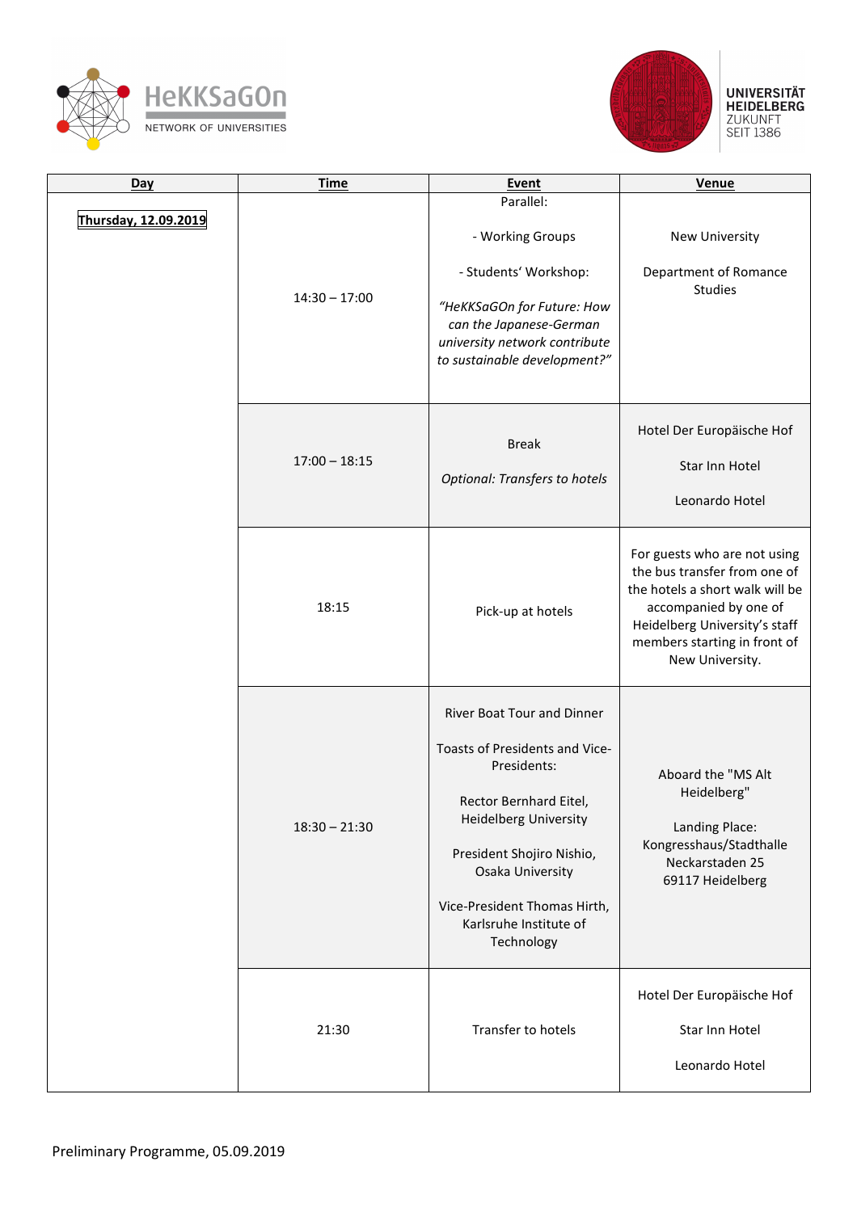| Day | Time | Event | Venue |
|---|---|---|---|
| **Thursday, 12.09.2019** | 14:30 – 17:00 | Parallel:<br><br>- Working Groups<br><br>- Students' Workshop:<br><br>*"HeKKSaGOn for Future: How can the Japanese-German university network contribute to sustainable development?"* | New University<br><br>Department of Romance Studies |
| | 17:00 – 18:15 | Break<br><br>*Optional: Transfers to hotels* | Hotel Der Europäische Hof<br><br>Star Inn Hotel<br><br>Leonardo Hotel |
| | 18:15 | Pick-up at hotels | For guests who are not using the bus transfer from one of the hotels a short walk will be accompanied by one of Heidelberg University's staff members starting in front of New University. |
| | 18:30 – 21:30 | River Boat Tour and Dinner<br><br>Toasts of Presidents and Vice-Presidents:<br><br>Rector Bernhard Eitel, Heidelberg University<br><br>President Shojiro Nishio, Osaka University<br><br>Vice-President Thomas Hirth, Karlsruhe Institute of Technology | Aboard the "MS Alt Heidelberg"<br><br>Landing Place: Kongresshaus/Stadthalle Neckarstaden 25 69117 Heidelberg |
| | 21:30 | Transfer to hotels | Hotel Der Europäische Hof<br><br>Star Inn Hotel<br><br>Leonardo Hotel |

Preliminary Programme, 05.09.2019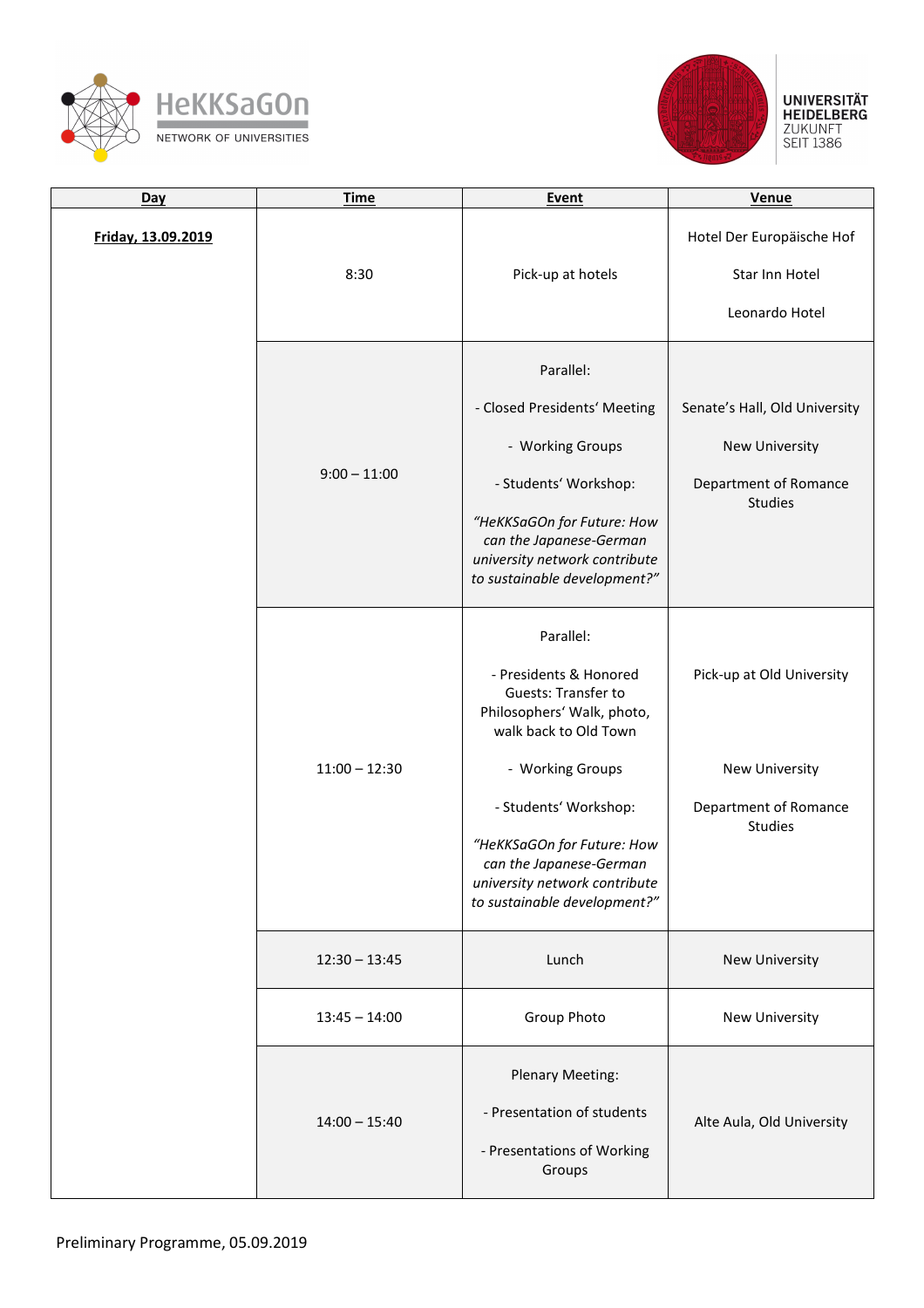| Day | Time | Event | Venue |
|---|---|---|---|
| **Friday, 13.09.2019** | 8:30 | Pick-up at hotels | Hotel Der Europäische Hof<br><br>Star Inn Hotel<br><br>Leonardo Hotel |
| | 9:00 – 11:00 | Parallel:<br><br>- Closed Presidents' Meeting<br><br>- Working Groups<br><br>- Students' Workshop:<br><br>*"HeKKSaGOn for Future: How can the Japanese-German university network contribute to sustainable development?"* | Senate's Hall, Old University<br><br>New University<br><br>Department of Romance Studies |
| | 11:00 – 12:30 | Parallel:<br><br>- Presidents & Honored Guests: Transfer to Philosophers' Walk, photo, walk back to Old Town<br><br>- Working Groups<br><br>- Students' Workshop:<br><br>*"HeKKSaGOn for Future: How can the Japanese-German university network contribute to sustainable development?"* | Pick-up at Old University<br><br>New University<br><br>Department of Romance Studies |
| | 12:30 – 13:45 | Lunch | New University |
| | 13:45 – 14:00 | Group Photo | New University |
| | 14:00 – 15:40 | Plenary Meeting:<br><br>- Presentation of students<br><br>- Presentations of Working Groups | Alte Aula, Old University |

Preliminary Programme, 05.09.2019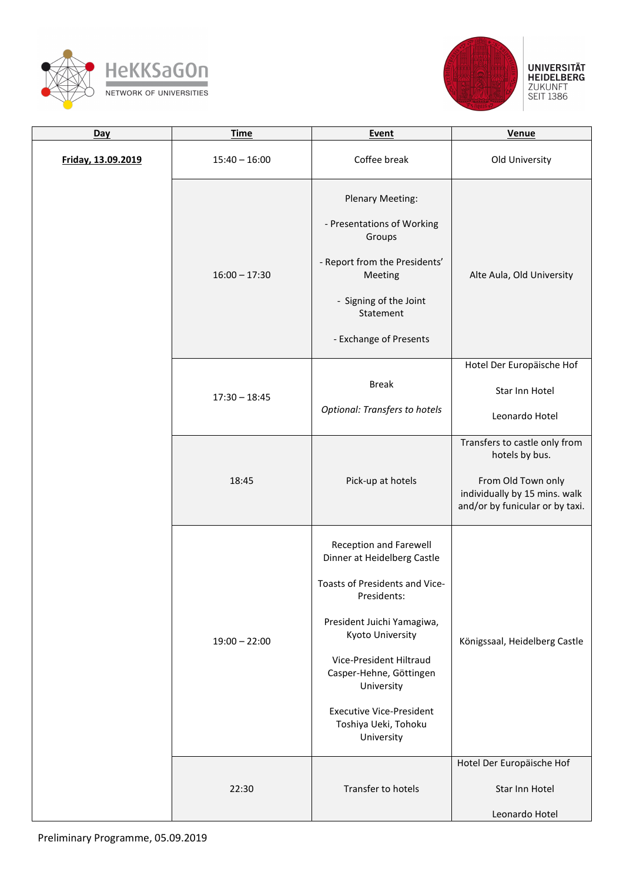HeKKSaGOn
NETWORK OF UNIVERSITIES

UNIVERSITÄT HEIDELBERG
ZUKUNFT SEIT 1386

| Day | Time | Event | Venue |
|---|---|---|---|
| **Friday, 13.09.2019** | 15:40 – 16:00 | Coffee break | Old University |
| | 16:00 – 17:30 | Plenary Meeting:<br><br>- Presentations of Working Groups<br><br>- Report from the Presidents' Meeting<br><br>- Signing of the Joint Statement<br><br>- Exchange of Presents | Alte Aula, Old University |
| | 17:30 – 18:45 | Break<br><br>*Optional: Transfers to hotels* | Hotel Der Europäische Hof<br><br>Star Inn Hotel<br><br>Leonardo Hotel |
| | 18:45 | Pick-up at hotels | Transfers to castle only from hotels by bus.<br><br>From Old Town only individually by 15 mins. walk and/or by funicular or by taxi. |
| | 19:00 – 22:00 | Reception and Farewell Dinner at Heidelberg Castle<br><br>Toasts of Presidents and Vice-Presidents:<br><br>President Juichi Yamagiwa, Kyoto University<br><br>Vice-President Hiltraud Casper-Hehne, Göttingen University<br><br>Executive Vice-President Toshiya Ueki, Tohoku University | Königssaal, Heidelberg Castle |
| | 22:30 | Transfer to hotels | Hotel Der Europäische Hof<br><br>Star Inn Hotel<br><br>Leonardo Hotel |

Preliminary Programme, 05.09.2019